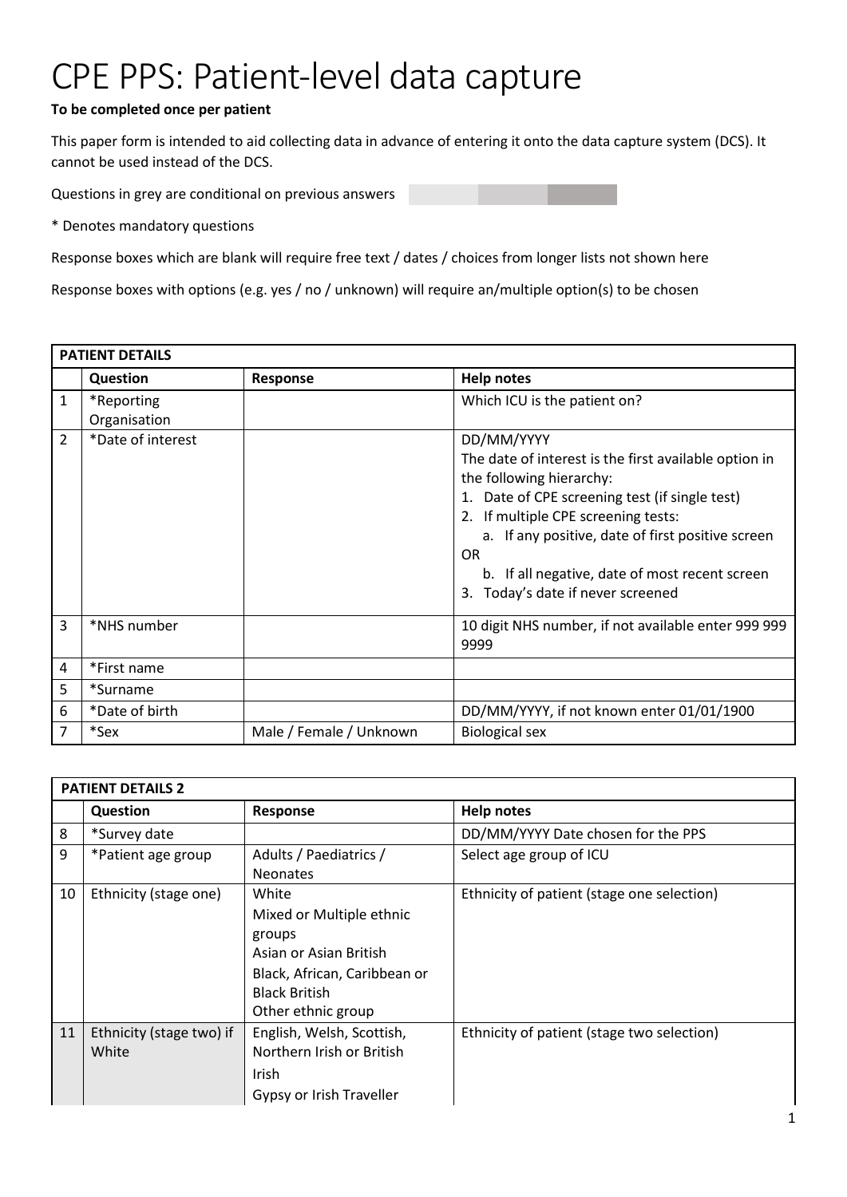# CPE PPS: Patient-level data capture

**To be completed once per patient**

This paper form is intended to aid collecting data in advance of entering it onto the data capture system (DCS). It cannot be used instead of the DCS.

Questions in grey are conditional on previous answers

* Denotes mandatory questions

Response boxes which are blank will require free text / dates / choices from longer lists not shown here

Response boxes with options (e.g. yes / no / unknown) will require an/multiple option(s) to be chosen

| **PATIENT DETAILS** | | | |
|---|---|---|---|
| | **Question** | **Response** | **Help notes** |
| 1 | *Reporting Organisation | | Which ICU is the patient on? |
| 2 | *Date of interest | | DD/MM/YYYY<br>The date of interest is the first available option in the following hierarchy:<br>1. Date of CPE screening test (if single test)<br>2. If multiple CPE screening tests:<br>a. If any positive, date of first positive screen OR<br>b. If all negative, date of most recent screen<br>3. Today's date if never screened |
| 3 | *NHS number | | 10 digit NHS number, if not available enter 999 999 9999 |
| 4 | *First name | | |
| 5 | *Surname | | |
| 6 | *Date of birth | | DD/MM/YYYY, if not known enter 01/01/1900 |
| 7 | *Sex | Male / Female / Unknown | Biological sex |

| **PATIENT DETAILS 2** | | | |
|---|---|---|---|
| | **Question** | **Response** | **Help notes** |
| 8 | *Survey date | | DD/MM/YYYY Date chosen for the PPS |
| 9 | *Patient age group | Adults / Paediatrics / Neonates | Select age group of ICU |
| 10 | Ethnicity (stage one) | White<br>Mixed or Multiple ethnic groups<br>Asian or Asian British<br>Black, African, Caribbean or Black British<br>Other ethnic group | Ethnicity of patient (stage one selection) |
| 11 | Ethnicity (stage two) if White | English, Welsh, Scottish, Northern Irish or British<br>Irish<br>Gypsy or Irish Traveller | Ethnicity of patient (stage two selection) |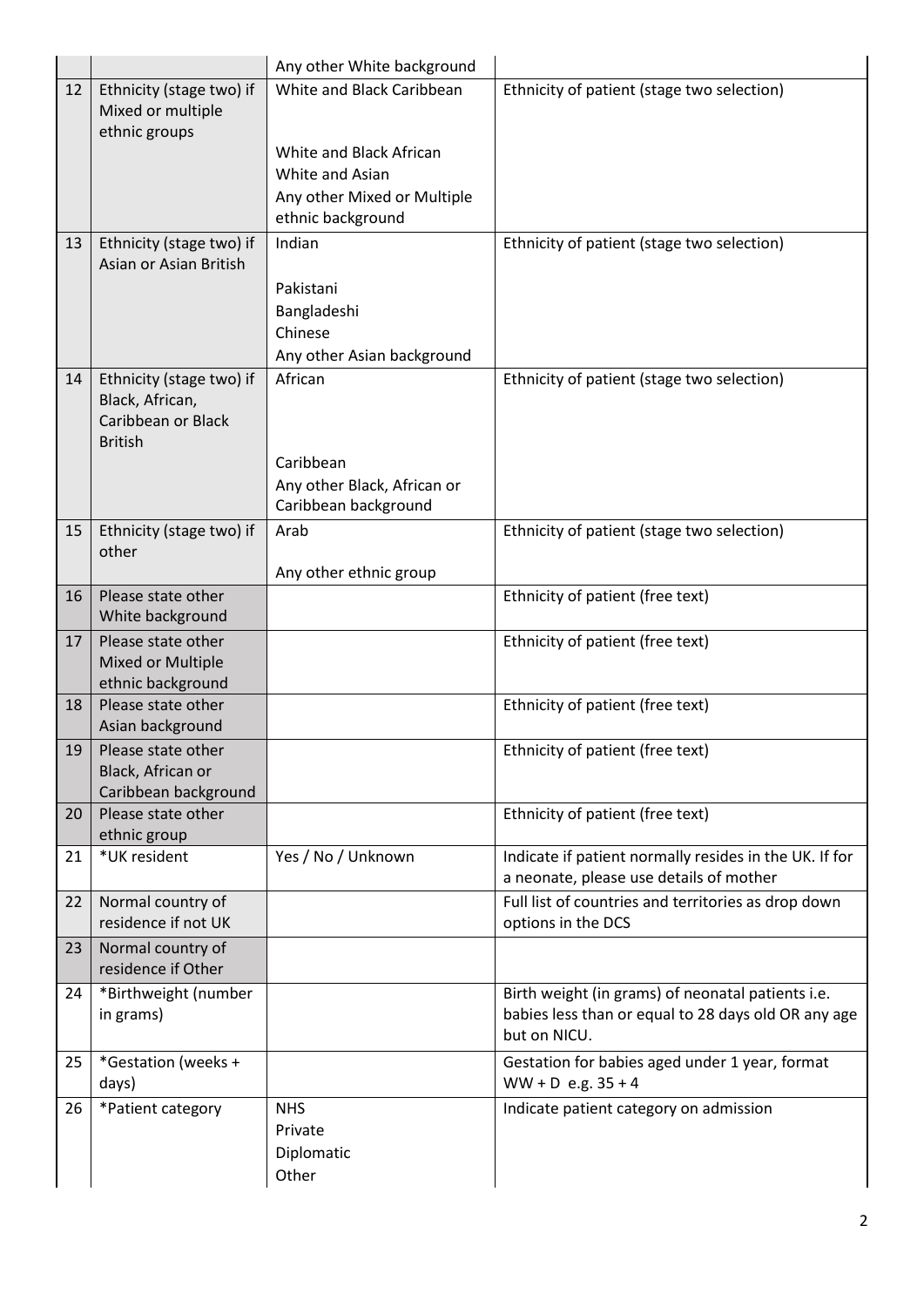| | | | |
|---|---|---|---|
| | | Any other White background | |
| 12 | Ethnicity (stage two) if Mixed or multiple ethnic groups | White and Black Caribbean<br><br>White and Black African<br>White and Asian<br>Any other Mixed or Multiple ethnic background | Ethnicity of patient (stage two selection) |
| 13 | Ethnicity (stage two) if Asian or Asian British | Indian<br><br>Pakistani<br>Bangladeshi<br>Chinese<br>Any other Asian background | Ethnicity of patient (stage two selection) |
| 14 | Ethnicity (stage two) if Black, African, Caribbean or Black British | African<br><br>Caribbean<br>Any other Black, African or Caribbean background | Ethnicity of patient (stage two selection) |
| 15 | Ethnicity (stage two) if other | Arab<br><br>Any other ethnic group | Ethnicity of patient (stage two selection) |
| 16 | Please state other White background | | Ethnicity of patient (free text) |
| 17 | Please state other Mixed or Multiple ethnic background | | Ethnicity of patient (free text) |
| 18 | Please state other Asian background | | Ethnicity of patient (free text) |
| 19 | Please state other Black, African or Caribbean background | | Ethnicity of patient (free text) |
| 20 | Please state other ethnic group | | Ethnicity of patient (free text) |
| 21 | *UK resident | Yes / No / Unknown | Indicate if patient normally resides in the UK. If for a neonate, please use details of mother |
| 22 | Normal country of residence if not UK | | Full list of countries and territories as drop down options in the DCS |
| 23 | Normal country of residence if Other | | |
| 24 | *Birthweight (number in grams) | | Birth weight (in grams) of neonatal patients i.e. babies less than or equal to 28 days old OR any age but on NICU. |
| 25 | *Gestation (weeks + days) | | Gestation for babies aged under 1 year, format WW + D e.g. 35 + 4 |
| 26 | *Patient category | NHS<br>Private<br>Diplomatic<br>Other | Indicate patient category on admission |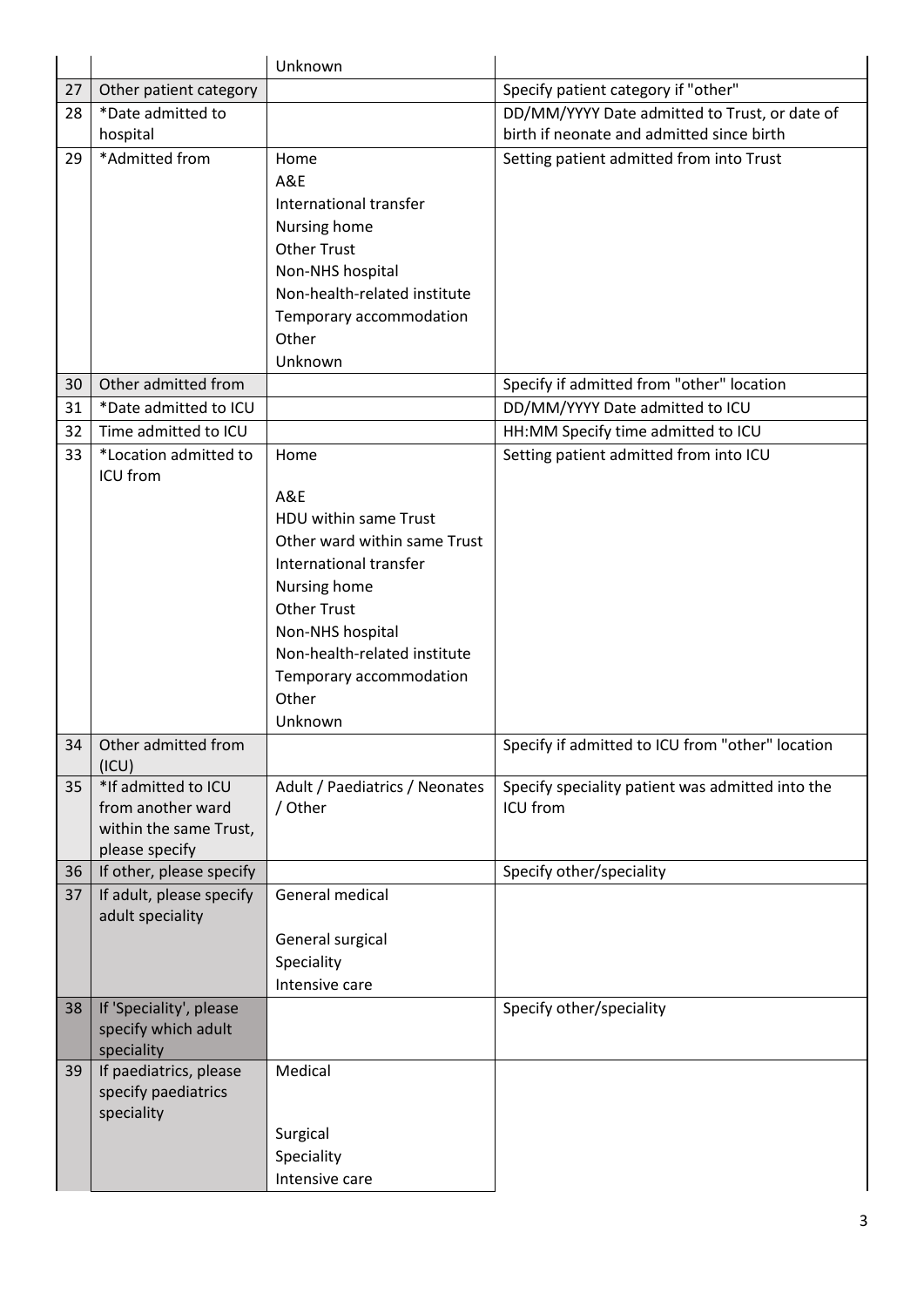| | | | |
|---|---|---|---|
| | | Unknown | |
| 27 | Other patient category | | Specify patient category if "other" |
| 28 | *Date admitted to hospital | | DD/MM/YYYY Date admitted to Trust, or date of birth if neonate and admitted since birth |
| 29 | *Admitted from | Home<br>A&E<br>International transfer<br>Nursing home<br>Other Trust<br>Non-NHS hospital<br>Non-health-related institute<br>Temporary accommodation<br>Other<br>Unknown | Setting patient admitted from into Trust |
| 30 | Other admitted from | | Specify if admitted from "other" location |
| 31 | *Date admitted to ICU | | DD/MM/YYYY Date admitted to ICU |
| 32 | Time admitted to ICU | | HH:MM Specify time admitted to ICU |
| 33 | *Location admitted to ICU from | Home<br>A&E<br>HDU within same Trust<br>Other ward within same Trust<br>International transfer<br>Nursing home<br>Other Trust<br>Non-NHS hospital<br>Non-health-related institute<br>Temporary accommodation<br>Other<br>Unknown | Setting patient admitted from into ICU |
| 34 | Other admitted from (ICU) | | Specify if admitted to ICU from "other" location |
| 35 | *If admitted to ICU from another ward within the same Trust, please specify | Adult / Paediatrics / Neonates / Other | Specify speciality patient was admitted into the ICU from |
| 36 | If other, please specify | | Specify other/speciality |
| 37 | If adult, please specify adult speciality | General medical<br>General surgical<br>Speciality<br>Intensive care | |
| 38 | If 'Speciality', please specify which adult speciality | | Specify other/speciality |
| 39 | If paediatrics, please specify paediatrics speciality | Medical<br>Surgical<br>Speciality<br>Intensive care | |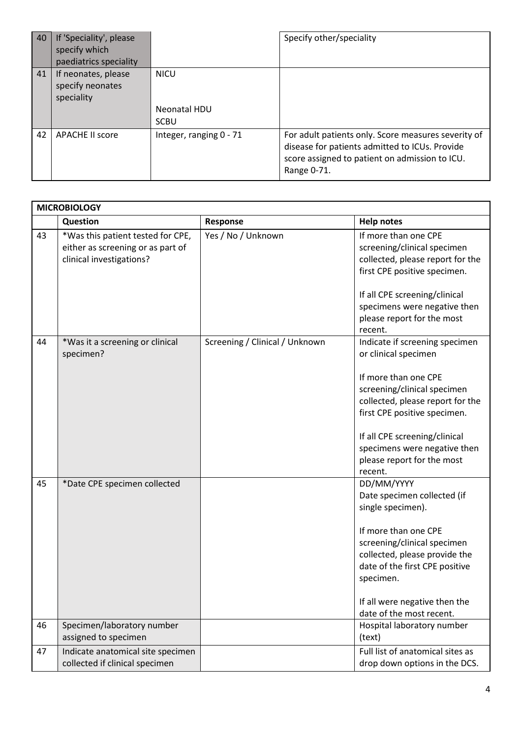| 40 | If 'Speciality', please specify which paediatrics speciality | | Specify other/speciality |
|---|---|---|---|
| 41 | If neonates, please specify neonates speciality | NICU<br><br>Neonatal HDU<br>SCBU | |
| 42 | APACHE II score | Integer, ranging 0 - 71 | For adult patients only. Score measures severity of disease for patients admitted to ICUs. Provide score assigned to patient on admission to ICU. Range 0-71. |

| **MICROBIOLOGY** | | | |
|---|---|---|---|
| | **Question** | **Response** | **Help notes** |
| 43 | *Was this patient tested for CPE, either as screening or as part of clinical investigations? | Yes / No / Unknown | If more than one CPE screening/clinical specimen collected, please report for the first CPE positive specimen.<br><br>If all CPE screening/clinical specimens were negative then please report for the most recent. |
| 44 | *Was it a screening or clinical specimen? | Screening / Clinical / Unknown | Indicate if screening specimen or clinical specimen<br><br>If more than one CPE screening/clinical specimen collected, please report for the first CPE positive specimen.<br><br>If all CPE screening/clinical specimens were negative then please report for the most recent. |
| 45 | *Date CPE specimen collected | | DD/MM/YYYY<br>Date specimen collected (if single specimen).<br><br>If more than one CPE screening/clinical specimen collected, please provide the date of the first CPE positive specimen.<br><br>If all were negative then the date of the most recent. |
| 46 | Specimen/laboratory number assigned to specimen | | Hospital laboratory number (text) |
| 47 | Indicate anatomical site specimen collected if clinical specimen | | Full list of anatomical sites as drop down options in the DCS. |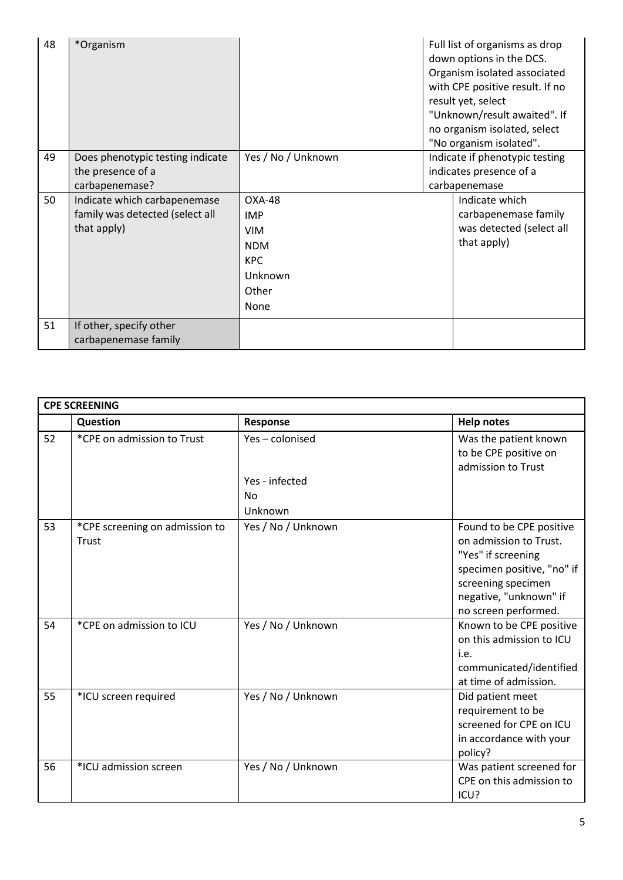| | | | |
|---|---|---|---|
| 48 | *Organism | | Full list of organisms as drop down options in the DCS. Organism isolated associated with CPE positive result. If no result yet, select "Unknown/result awaited". If no organism isolated, select "No organism isolated". |
| 49 | Does phenotypic testing indicate the presence of a carbapenemase? | Yes / No / Unknown | Indicate if phenotypic testing indicates presence of a carbapenemase |
| 50 | Indicate which carbapenemase family was detected (select all that apply) | OXA-48<br>IMP<br>VIM<br>NDM<br>KPC<br>Unknown<br>Other<br>None | Indicate which carbapenemase family was detected (select all that apply) |
| 51 | If other, specify other carbapenemase family | | |

| CPE SCREENING | | | |
|---|---|---|---|
| | **Question** | **Response** | **Help notes** |
| 52 | *CPE on admission to Trust | Yes – colonised<br><br>Yes - infected<br>No<br>Unknown | Was the patient known to be CPE positive on admission to Trust |
| 53 | *CPE screening on admission to Trust | Yes / No / Unknown | Found to be CPE positive on admission to Trust. "Yes" if screening specimen positive, "no" if screening specimen negative, "unknown" if no screen performed. |
| 54 | *CPE on admission to ICU | Yes / No / Unknown | Known to be CPE positive on this admission to ICU i.e. communicated/identified at time of admission. |
| 55 | *ICU screen required | Yes / No / Unknown | Did patient meet requirement to be screened for CPE on ICU in accordance with your policy? |
| 56 | *ICU admission screen | Yes / No / Unknown | Was patient screened for CPE on this admission to ICU? |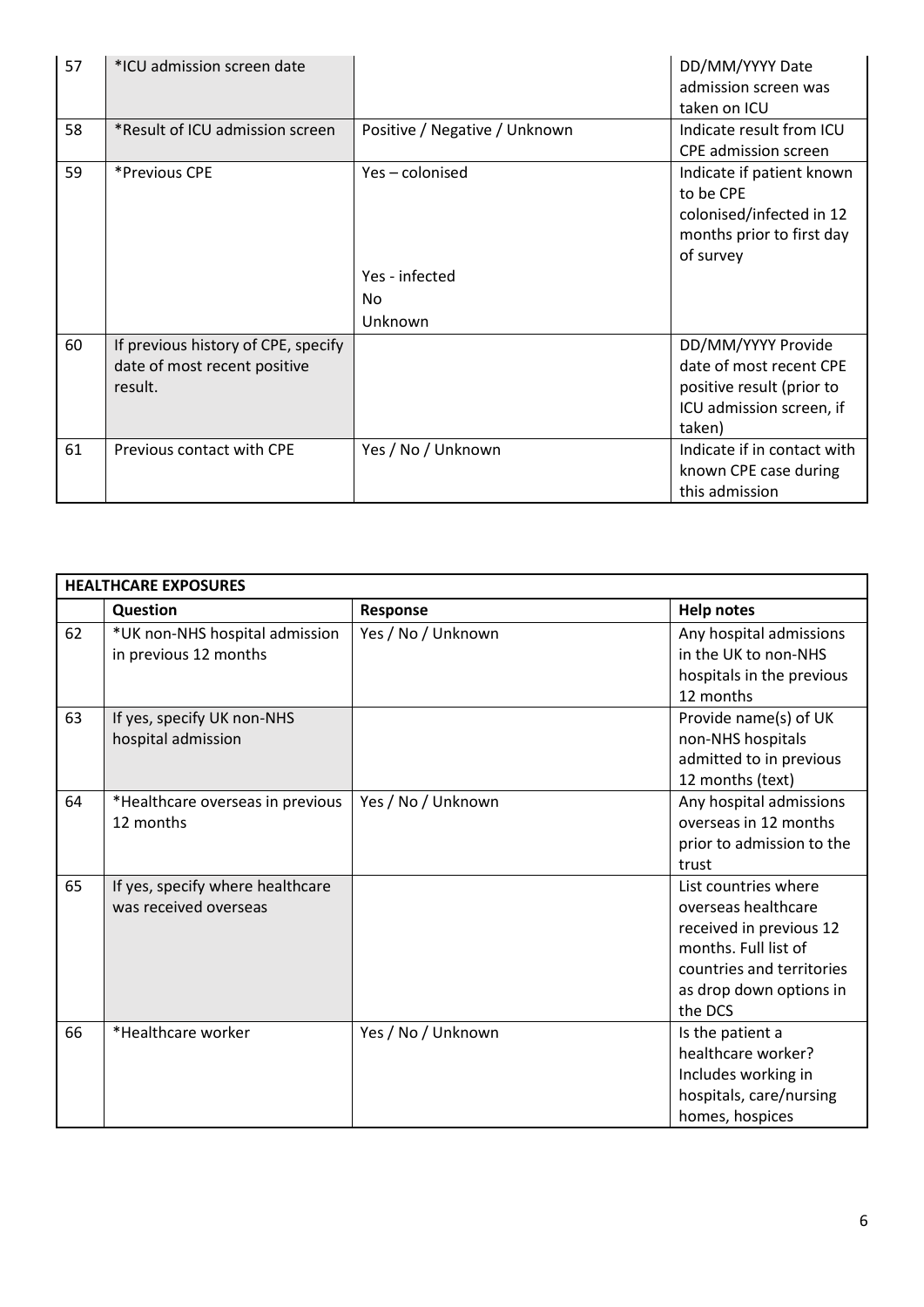| | | | |
|---|---|---|---|
| 57 | *ICU admission screen date | | DD/MM/YYYY Date admission screen was taken on ICU |
| 58 | *Result of ICU admission screen | Positive / Negative / Unknown | Indicate result from ICU CPE admission screen |
| 59 | *Previous CPE | Yes – colonised<br><br>Yes - infected<br>No<br>Unknown | Indicate if patient known to be CPE colonised/infected in 12 months prior to first day of survey |
| 60 | If previous history of CPE, specify date of most recent positive result. | | DD/MM/YYYY Provide date of most recent CPE positive result (prior to ICU admission screen, if taken) |
| 61 | Previous contact with CPE | Yes / No / Unknown | Indicate if in contact with known CPE case during this admission |

| **HEALTHCARE EXPOSURES** | | | |
|---|---|---|---|
| | **Question** | **Response** | **Help notes** |
| 62 | *UK non-NHS hospital admission in previous 12 months | Yes / No / Unknown | Any hospital admissions in the UK to non-NHS hospitals in the previous 12 months |
| 63 | If yes, specify UK non-NHS hospital admission | | Provide name(s) of UK non-NHS hospitals admitted to in previous 12 months (text) |
| 64 | *Healthcare overseas in previous 12 months | Yes / No / Unknown | Any hospital admissions overseas in 12 months prior to admission to the trust |
| 65 | If yes, specify where healthcare was received overseas | | List countries where overseas healthcare received in previous 12 months. Full list of countries and territories as drop down options in the DCS |
| 66 | *Healthcare worker | Yes / No / Unknown | Is the patient a healthcare worker? Includes working in hospitals, care/nursing homes, hospices |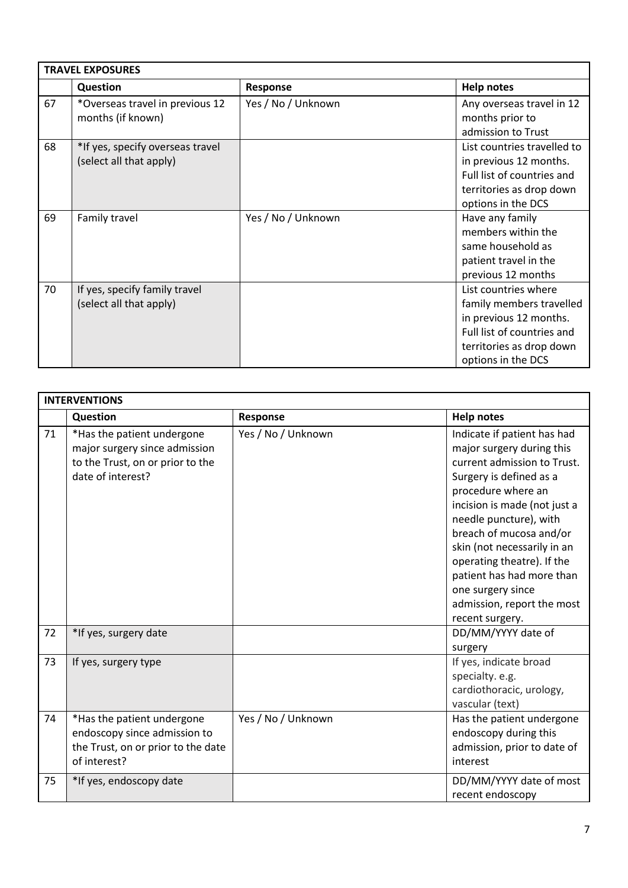| TRAVEL EXPOSURES | | | |
|---|---|---|---|
| | **Question** | **Response** | **Help notes** |
| 67 | *Overseas travel in previous 12 months (if known) | Yes / No / Unknown | Any overseas travel in 12 months prior to admission to Trust |
| 68 | *If yes, specify overseas travel (select all that apply) | | List countries travelled to in previous 12 months. Full list of countries and territories as drop down options in the DCS |
| 69 | Family travel | Yes / No / Unknown | Have any family members within the same household as patient travel in the previous 12 months |
| 70 | If yes, specify family travel (select all that apply) | | List countries where family members travelled in previous 12 months. Full list of countries and territories as drop down options in the DCS |

| INTERVENTIONS | | | |
|---|---|---|---|
| | **Question** | **Response** | **Help notes** |
| 71 | *Has the patient undergone major surgery since admission to the Trust, on or prior to the date of interest? | Yes / No / Unknown | Indicate if patient has had major surgery during this current admission to Trust. Surgery is defined as a procedure where an incision is made (not just a needle puncture), with breach of mucosa and/or skin (not necessarily in an operating theatre). If the patient has had more than one surgery since admission, report the most recent surgery. |
| 72 | *If yes, surgery date | | DD/MM/YYYY date of surgery |
| 73 | If yes, surgery type | | If yes, indicate broad specialty. e.g. cardiothoracic, urology, vascular (text) |
| 74 | *Has the patient undergone endoscopy since admission to the Trust, on or prior to the date of interest? | Yes / No / Unknown | Has the patient undergone endoscopy during this admission, prior to date of interest |
| 75 | *If yes, endoscopy date | | DD/MM/YYYY date of most recent endoscopy |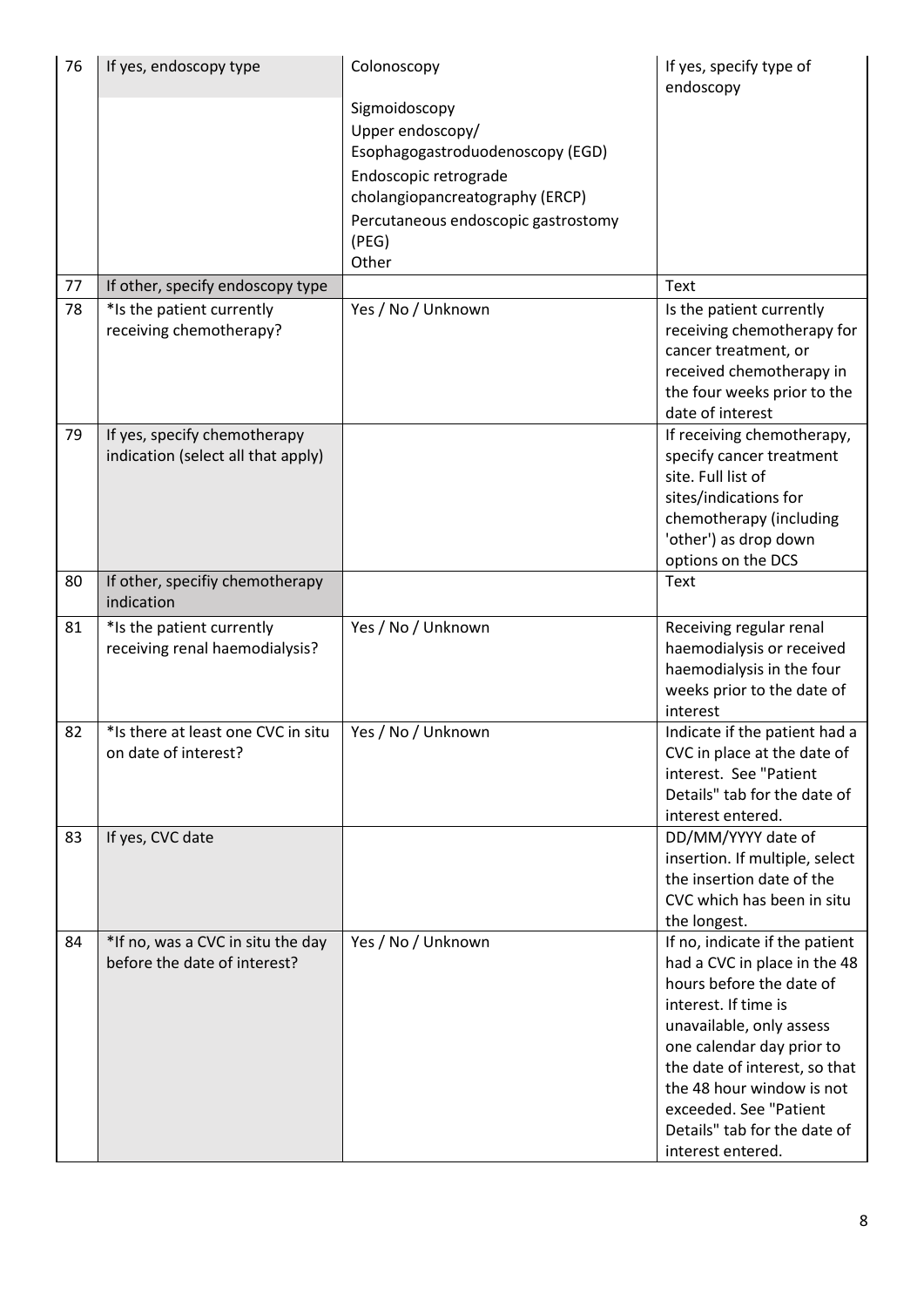| 76 | If yes, endoscopy type | Colonoscopy<br><br>Sigmoidoscopy<br>Upper endoscopy/ Esophagogastroduodenoscopy (EGD)<br>Endoscopic retrograde cholangiopancreatography (ERCP)<br>Percutaneous endoscopic gastrostomy (PEG)<br>Other | If yes, specify type of endoscopy |
|---|---|---|---|
| 77 | If other, specify endoscopy type | | Text |
| 78 | *Is the patient currently receiving chemotherapy? | Yes / No / Unknown | Is the patient currently receiving chemotherapy for cancer treatment, or received chemotherapy in the four weeks prior to the date of interest |
| 79 | If yes, specify chemotherapy indication (select all that apply) | | If receiving chemotherapy, specify cancer treatment site. Full list of sites/indications for chemotherapy (including 'other') as drop down options on the DCS |
| 80 | If other, specifiy chemotherapy indication | | Text |
| 81 | *Is the patient currently receiving renal haemodialysis? | Yes / No / Unknown | Receiving regular renal haemodialysis or received haemodialysis in the four weeks prior to the date of interest |
| 82 | *Is there at least one CVC in situ on date of interest? | Yes / No / Unknown | Indicate if the patient had a CVC in place at the date of interest. See "Patient Details" tab for the date of interest entered. |
| 83 | If yes, CVC date | | DD/MM/YYYY date of insertion. If multiple, select the insertion date of the CVC which has been in situ the longest. |
| 84 | *If no, was a CVC in situ the day before the date of interest? | Yes / No / Unknown | If no, indicate if the patient had a CVC in place in the 48 hours before the date of interest. If time is unavailable, only assess one calendar day prior to the date of interest, so that the 48 hour window is not exceeded. See "Patient Details" tab for the date of interest entered. |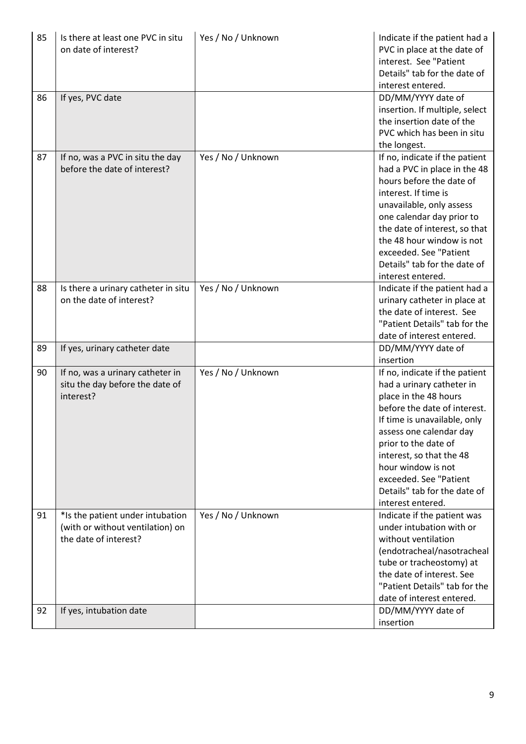| | | | |
|---|---|---|---|
| 85 | Is there at least one PVC in situ on date of interest? | Yes / No / Unknown | Indicate if the patient had a PVC in place at the date of interest. See "Patient Details" tab for the date of interest entered. |
| 86 | If yes, PVC date | | DD/MM/YYYY date of insertion. If multiple, select the insertion date of the PVC which has been in situ the longest. |
| 87 | If no, was a PVC in situ the day before the date of interest? | Yes / No / Unknown | If no, indicate if the patient had a PVC in place in the 48 hours before the date of interest. If time is unavailable, only assess one calendar day prior to the date of interest, so that the 48 hour window is not exceeded. See "Patient Details" tab for the date of interest entered. |
| 88 | Is there a urinary catheter in situ on the date of interest? | Yes / No / Unknown | Indicate if the patient had a urinary catheter in place at the date of interest. See "Patient Details" tab for the date of interest entered. |
| 89 | If yes, urinary catheter date | | DD/MM/YYYY date of insertion |
| 90 | If no, was a urinary catheter in situ the day before the date of interest? | Yes / No / Unknown | If no, indicate if the patient had a urinary catheter in place in the 48 hours before the date of interest. If time is unavailable, only assess one calendar day prior to the date of interest, so that the 48 hour window is not exceeded. See "Patient Details" tab for the date of interest entered. |
| 91 | *Is the patient under intubation (with or without ventilation) on the date of interest? | Yes / No / Unknown | Indicate if the patient was under intubation with or without ventilation (endotracheal/nasotracheal tube or tracheostomy) at the date of interest. See "Patient Details" tab for the date of interest entered. |
| 92 | If yes, intubation date | | DD/MM/YYYY date of insertion |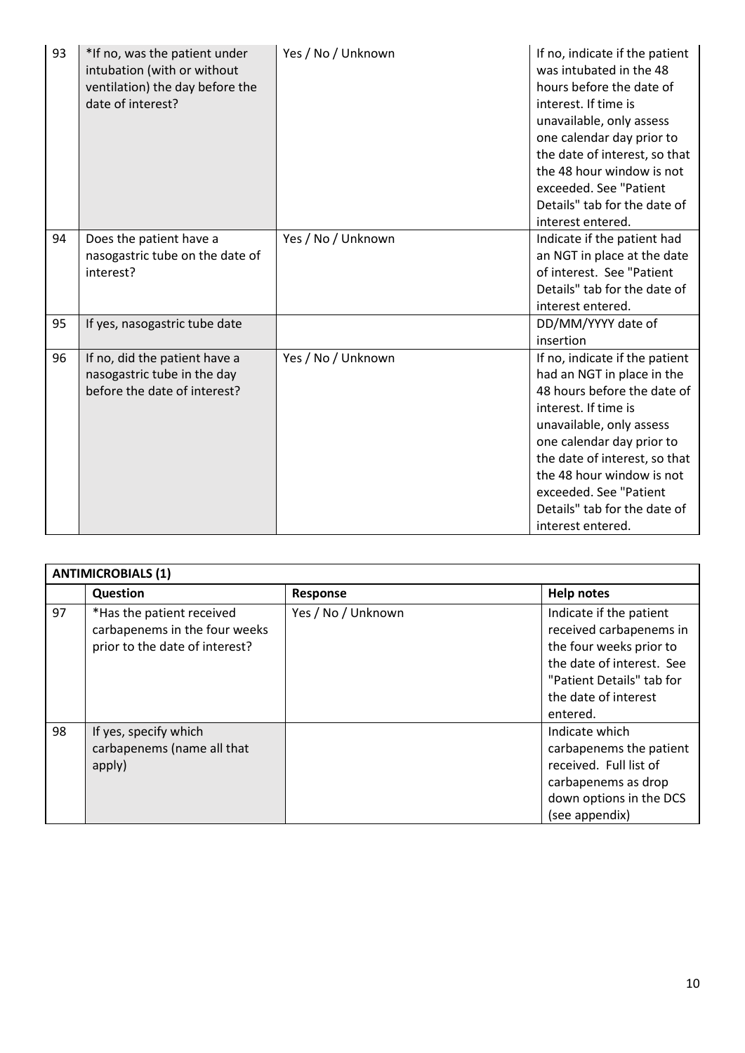| | | | |
|---|---|---|---|
| 93 | *If no, was the patient under intubation (with or without ventilation) the day before the date of interest? | Yes / No / Unknown | If no, indicate if the patient was intubated in the 48 hours before the date of interest. If time is unavailable, only assess one calendar day prior to the date of interest, so that the 48 hour window is not exceeded. See "Patient Details" tab for the date of interest entered. |
| 94 | Does the patient have a nasogastric tube on the date of interest? | Yes / No / Unknown | Indicate if the patient had an NGT in place at the date of interest. See "Patient Details" tab for the date of interest entered. |
| 95 | If yes, nasogastric tube date | | DD/MM/YYYY date of insertion |
| 96 | If no, did the patient have a nasogastric tube in the day before the date of interest? | Yes / No / Unknown | If no, indicate if the patient had an NGT in place in the 48 hours before the date of interest. If time is unavailable, only assess one calendar day prior to the date of interest, so that the 48 hour window is not exceeded. See "Patient Details" tab for the date of interest entered. |

| ANTIMICROBIALS (1) | | | |
|---|---|---|---|
| | **Question** | **Response** | **Help notes** |
| 97 | *Has the patient received carbapenems in the four weeks prior to the date of interest? | Yes / No / Unknown | Indicate if the patient received carbapenems in the four weeks prior to the date of interest. See "Patient Details" tab for the date of interest entered. |
| 98 | If yes, specify which carbapenems (name all that apply) | | Indicate which carbapenems the patient received. Full list of carbapenems as drop down options in the DCS (see appendix) |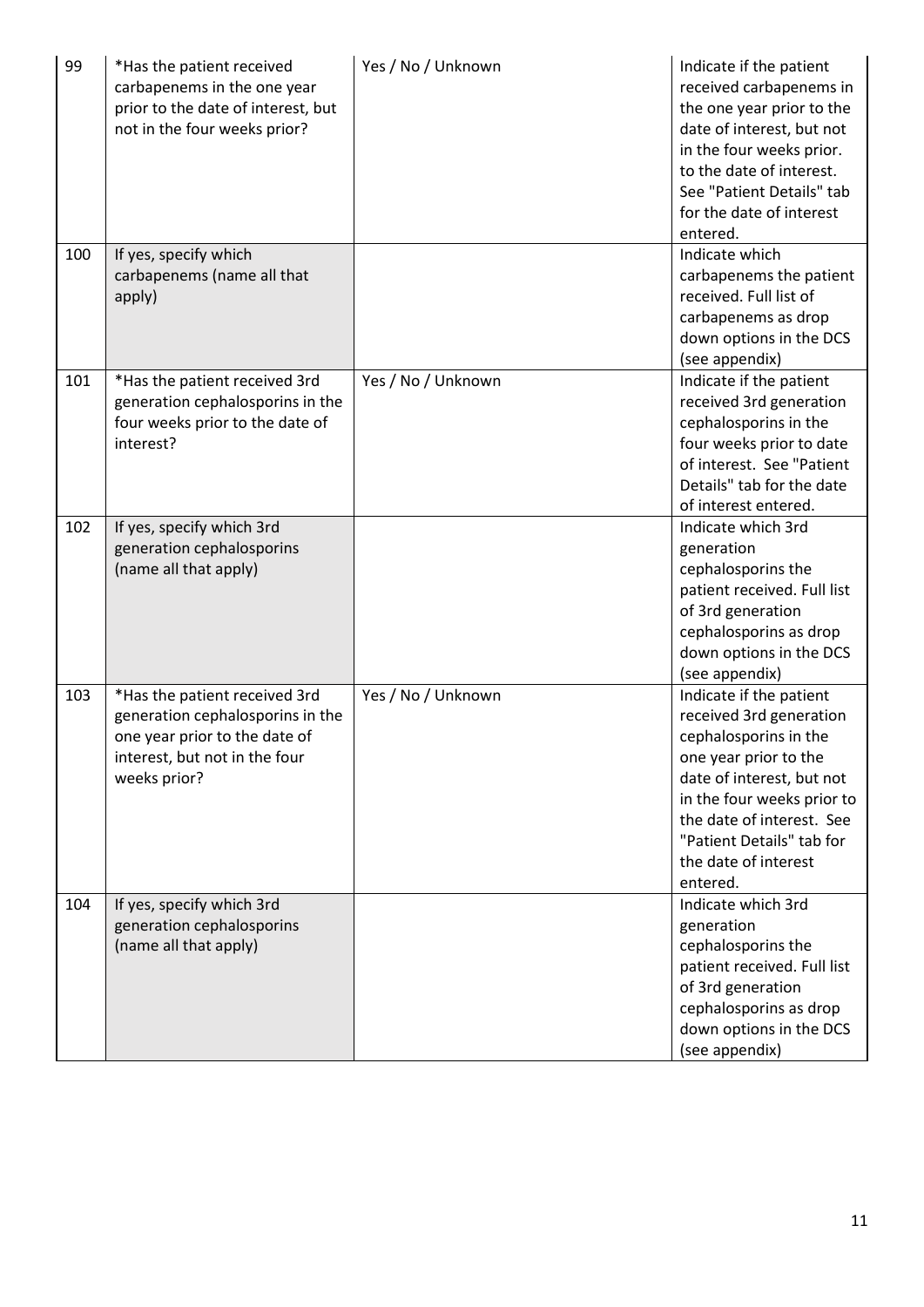| 99 | *Has the patient received carbapenems in the one year prior to the date of interest, but not in the four weeks prior? | Yes / No / Unknown | Indicate if the patient received carbapenems in the one year prior to the date of interest, but not in the four weeks prior. to the date of interest. See "Patient Details" tab for the date of interest entered. |
|---|---|---|---|
| 100 | If yes, specify which carbapenems (name all that apply) | | Indicate which carbapenems the patient received. Full list of carbapenems as drop down options in the DCS (see appendix) |
| 101 | *Has the patient received 3rd generation cephalosporins in the four weeks prior to the date of interest? | Yes / No / Unknown | Indicate if the patient received 3rd generation cephalosporins in the four weeks prior to date of interest. See "Patient Details" tab for the date of interest entered. |
| 102 | If yes, specify which 3rd generation cephalosporins (name all that apply) | | Indicate which 3rd generation cephalosporins the patient received. Full list of 3rd generation cephalosporins as drop down options in the DCS (see appendix) |
| 103 | *Has the patient received 3rd generation cephalosporins in the one year prior to the date of interest, but not in the four weeks prior? | Yes / No / Unknown | Indicate if the patient received 3rd generation cephalosporins in the one year prior to the date of interest, but not in the four weeks prior to the date of interest. See "Patient Details" tab for the date of interest entered. |
| 104 | If yes, specify which 3rd generation cephalosporins (name all that apply) | | Indicate which 3rd generation cephalosporins the patient received. Full list of 3rd generation cephalosporins as drop down options in the DCS (see appendix) |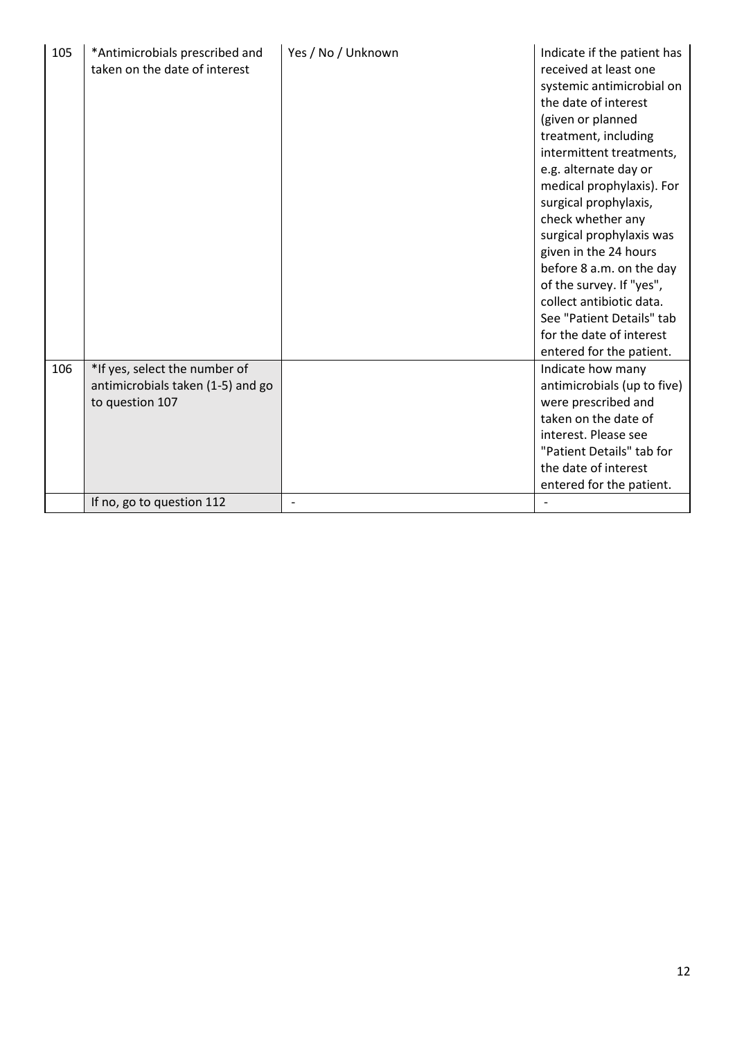| 105 | *Antimicrobials prescribed and taken on the date of interest | Yes / No / Unknown | Indicate if the patient has received at least one systemic antimicrobial on the date of interest (given or planned treatment, including intermittent treatments, e.g. alternate day or medical prophylaxis). For surgical prophylaxis, check whether any surgical prophylaxis was given in the 24 hours before 8 a.m. on the day of the survey. If "yes", collect antibiotic data. See "Patient Details" tab for the date of interest entered for the patient. |
|---|---|---|---|
| 106 | *If yes, select the number of antimicrobials taken (1-5) and go to question 107 | | Indicate how many antimicrobials (up to five) were prescribed and taken on the date of interest. Please see "Patient Details" tab for the date of interest entered for the patient. |
| | If no, go to question 112 | - | - |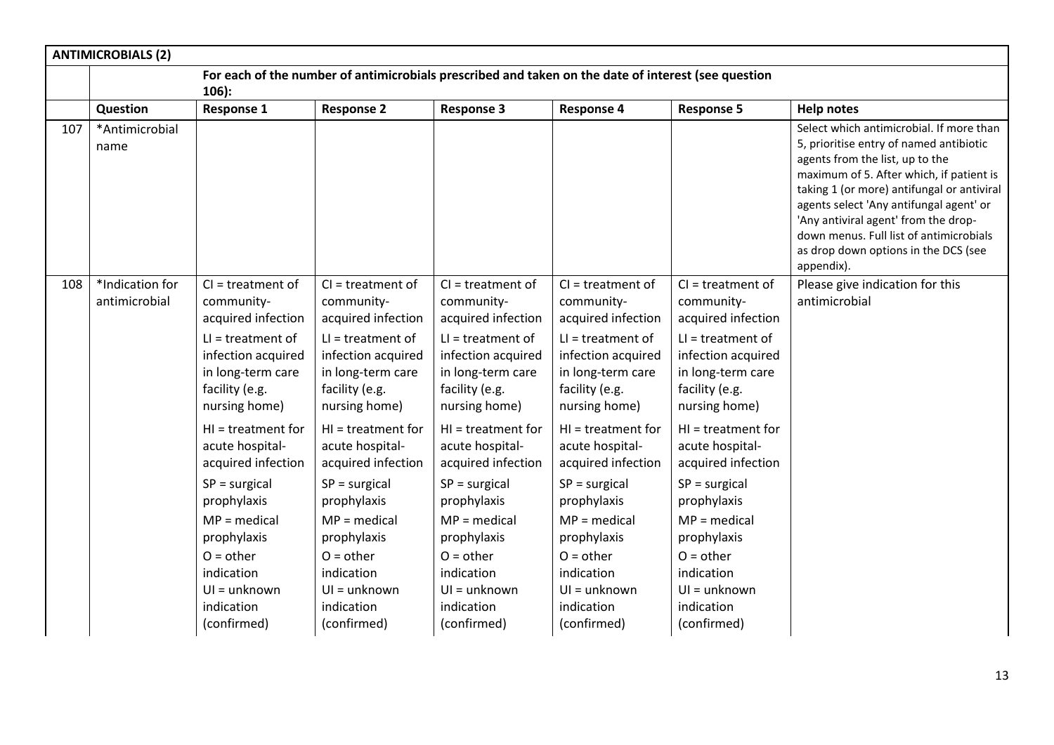| ANTIMICROBIALS (2) | | | | | | | |
|---|---|---|---|---|---|---|---|
| | For each of the number of antimicrobials prescribed and taken on the date of interest (see question 106): | | | | | | |
| | **Question** | **Response 1** | **Response 2** | **Response 3** | **Response 4** | **Response 5** | **Help notes** |
| 107 | *Antimicrobial name | | | | | | Select which antimicrobial. If more than 5, prioritise entry of named antibiotic agents from the list, up to the maximum of 5. After which, if patient is taking 1 (or more) antifungal or antiviral agents select 'Any antifungal agent' or 'Any antiviral agent' from the drop-down menus. Full list of antimicrobials as drop down options in the DCS (see appendix). |
| 108 | *Indication for antimicrobial | CI = treatment of community-acquired infection<br>LI = treatment of infection acquired in long-term care facility (e.g. nursing home)<br>HI = treatment for acute hospital-acquired infection<br>SP = surgical prophylaxis<br>MP = medical prophylaxis<br>O = other indication<br>UI = unknown indication (confirmed) | CI = treatment of community-acquired infection<br>LI = treatment of infection acquired in long-term care facility (e.g. nursing home)<br>HI = treatment for acute hospital-acquired infection<br>SP = surgical prophylaxis<br>MP = medical prophylaxis<br>O = other indication<br>UI = unknown indication (confirmed) | CI = treatment of community-acquired infection<br>LI = treatment of infection acquired in long-term care facility (e.g. nursing home)<br>HI = treatment for acute hospital-acquired infection<br>SP = surgical prophylaxis<br>MP = medical prophylaxis<br>O = other indication<br>UI = unknown indication (confirmed) | CI = treatment of community-acquired infection<br>LI = treatment of infection acquired in long-term care facility (e.g. nursing home)<br>HI = treatment for acute hospital-acquired infection<br>SP = surgical prophylaxis<br>MP = medical prophylaxis<br>O = other indication<br>UI = unknown indication (confirmed) | CI = treatment of community-acquired infection<br>LI = treatment of infection acquired in long-term care facility (e.g. nursing home)<br>HI = treatment for acute hospital-acquired infection<br>SP = surgical prophylaxis<br>MP = medical prophylaxis<br>O = other indication<br>UI = unknown indication (confirmed) | Please give indication for this antimicrobial |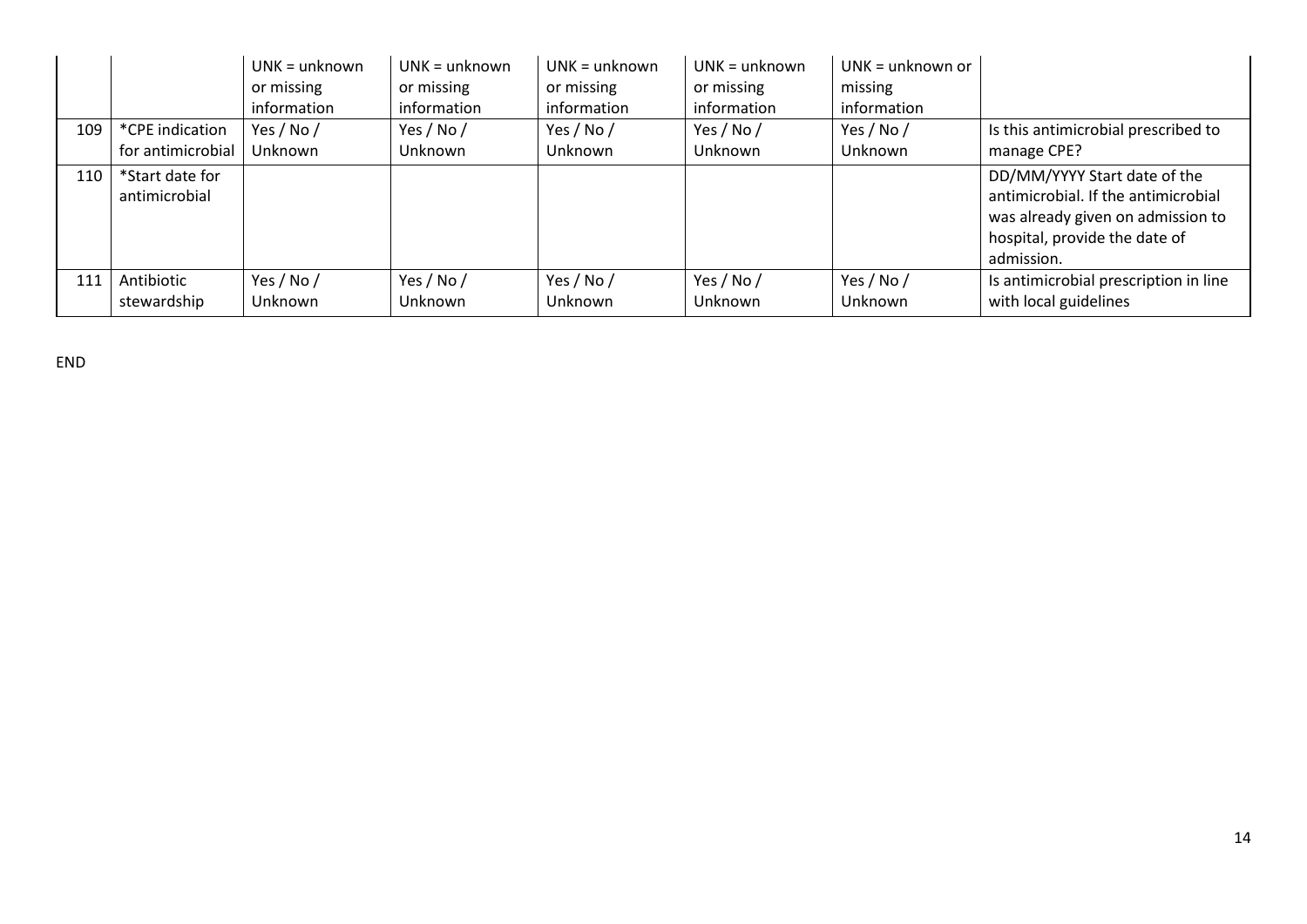| | | | | | | | |
|---|---|---|---|---|---|---|---|
| | | UNK = unknown or missing information | UNK = unknown or missing information | UNK = unknown or missing information | UNK = unknown or missing information | UNK = unknown or missing information | |
| 109 | *CPE indication for antimicrobial | Yes / No / Unknown | Yes / No / Unknown | Yes / No / Unknown | Yes / No / Unknown | Yes / No / Unknown | Is this antimicrobial prescribed to manage CPE? |
| 110 | *Start date for antimicrobial | | | | | | DD/MM/YYYY Start date of the antimicrobial. If the antimicrobial was already given on admission to hospital, provide the date of admission. |
| 111 | Antibiotic stewardship | Yes / No / Unknown | Yes / No / Unknown | Yes / No / Unknown | Yes / No / Unknown | Yes / No / Unknown | Is antimicrobial prescription in line with local guidelines |

END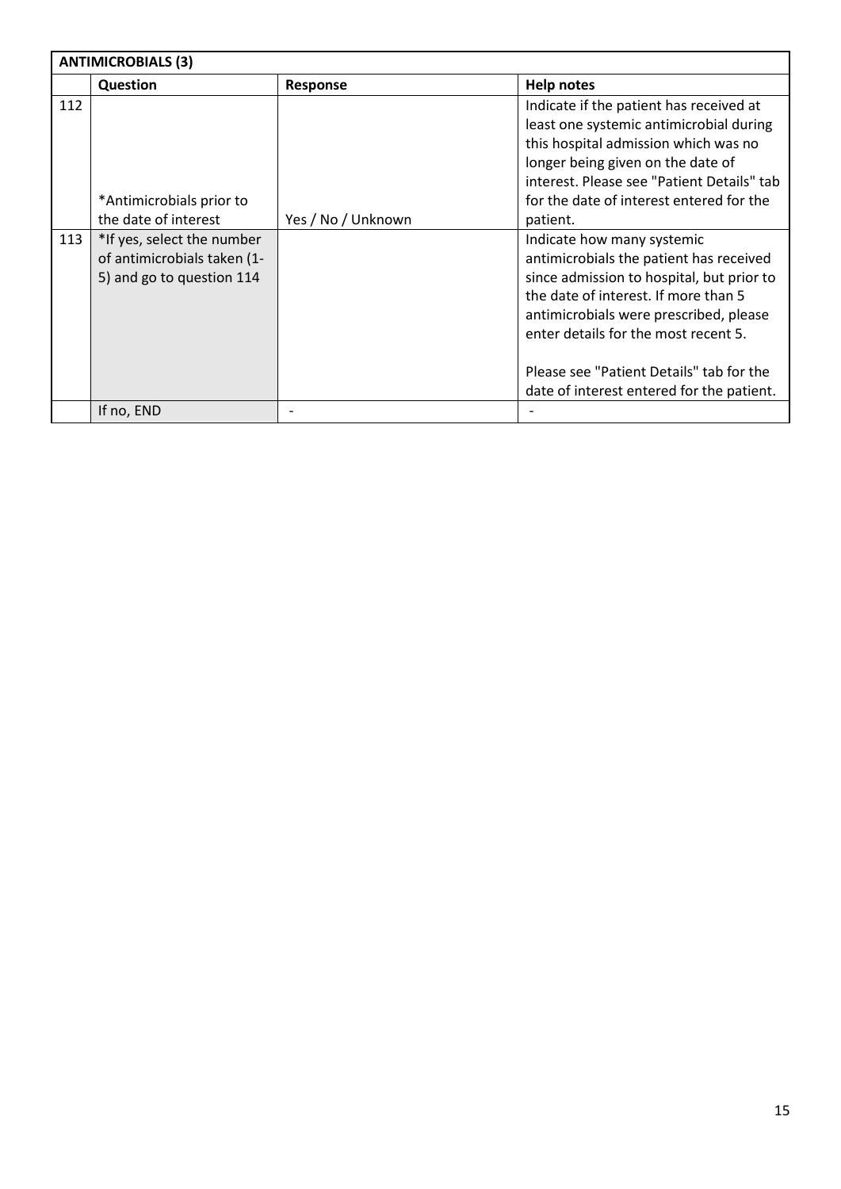| ANTIMICROBIALS (3) | | | |
|---|---|---|---|
| | **Question** | **Response** | **Help notes** |
| 112 | *Antimicrobials prior to the date of interest | Yes / No / Unknown | Indicate if the patient has received at least one systemic antimicrobial during this hospital admission which was no longer being given on the date of interest. Please see "Patient Details" tab for the date of interest entered for the patient. |
| 113 | *If yes, select the number of antimicrobials taken (1-5) and go to question 114 | | Indicate how many systemic antimicrobials the patient has received since admission to hospital, but prior to the date of interest. If more than 5 antimicrobials were prescribed, please enter details for the most recent 5.<br><br>Please see "Patient Details" tab for the date of interest entered for the patient. |
| | If no, END | - | - |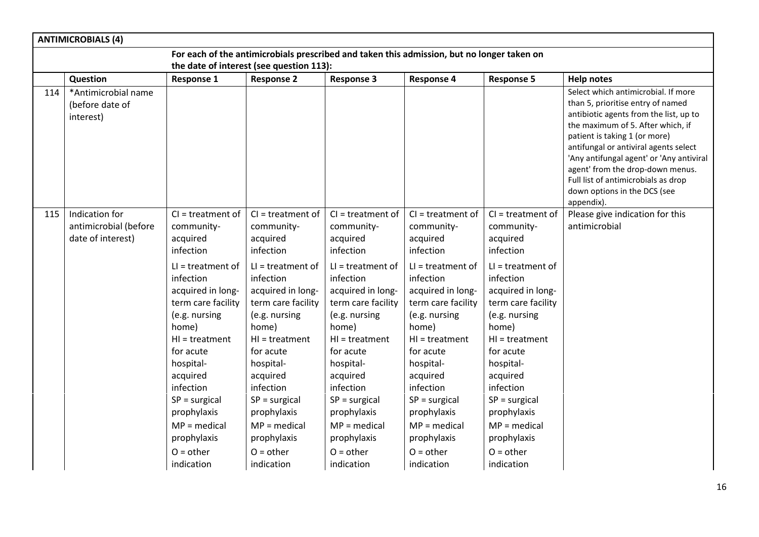## ANTIMICROBIALS (4)

**For each of the antimicrobials prescribed and taken this admission, but no longer taken on the date of interest (see question 113):**

| | Question | Response 1 | Response 2 | Response 3 | Response 4 | Response 5 | Help notes |
|---|---|---|---|---|---|---|---|
| 114 | *Antimicrobial name (before date of interest) | | | | | | Select which antimicrobial. If more than 5, prioritise entry of named antibiotic agents from the list, up to the maximum of 5. After which, if patient is taking 1 (or more) antifungal or antiviral agents select 'Any antifungal agent' or 'Any antiviral agent' from the drop-down menus. Full list of antimicrobials as drop down options in the DCS (see appendix). |
| 115 | Indication for antimicrobial (before date of interest) | CI = treatment of community-acquired infection<br>LI = treatment of infection acquired in long-term care facility (e.g. nursing home)<br>HI = treatment for acute hospital-acquired infection<br>SP = surgical prophylaxis<br>MP = medical prophylaxis<br>O = other indication | CI = treatment of community-acquired infection<br>LI = treatment of infection acquired in long-term care facility (e.g. nursing home)<br>HI = treatment for acute hospital-acquired infection<br>SP = surgical prophylaxis<br>MP = medical prophylaxis<br>O = other indication | CI = treatment of community-acquired infection<br>LI = treatment of infection acquired in long-term care facility (e.g. nursing home)<br>HI = treatment for acute hospital-acquired infection<br>SP = surgical prophylaxis<br>MP = medical prophylaxis<br>O = other indication | CI = treatment of community-acquired infection<br>LI = treatment of infection acquired in long-term care facility (e.g. nursing home)<br>HI = treatment for acute hospital-acquired infection<br>SP = surgical prophylaxis<br>MP = medical prophylaxis<br>O = other indication | CI = treatment of community-acquired infection<br>LI = treatment of infection acquired in long-term care facility (e.g. nursing home)<br>HI = treatment for acute hospital-acquired infection<br>SP = surgical prophylaxis<br>MP = medical prophylaxis<br>O = other indication | Please give indication for this antimicrobial |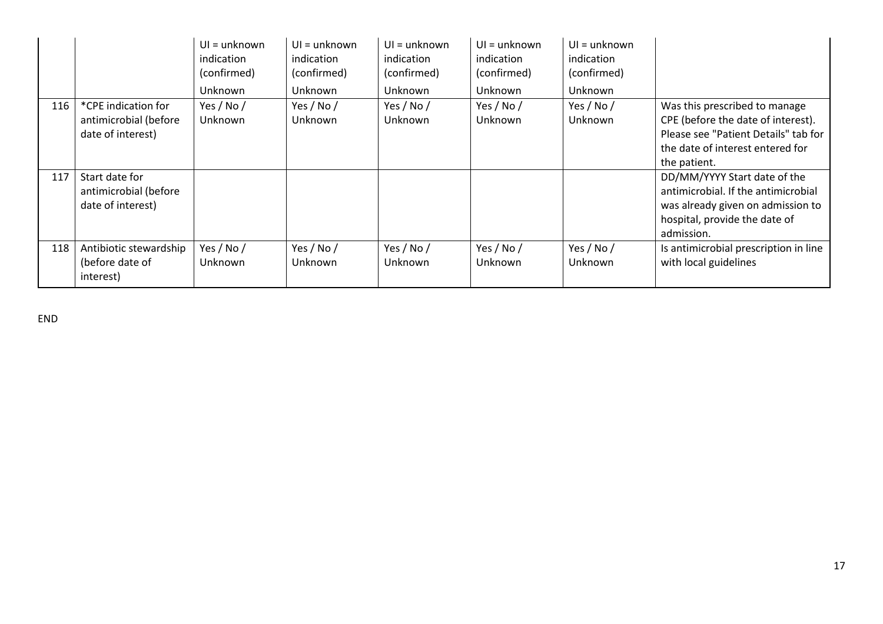| | | | | | | | |
|---|---|---|---|---|---|---|---|
| | | UI = unknown indication (confirmed) Unknown | UI = unknown indication (confirmed) Unknown | UI = unknown indication (confirmed) Unknown | UI = unknown indication (confirmed) Unknown | UI = unknown indication (confirmed) Unknown | |
| 116 | *CPE indication for antimicrobial (before date of interest) | Yes / No / Unknown | Yes / No / Unknown | Yes / No / Unknown | Yes / No / Unknown | Yes / No / Unknown | Was this prescribed to manage CPE (before the date of interest). Please see "Patient Details" tab for the date of interest entered for the patient. |
| 117 | Start date for antimicrobial (before date of interest) | | | | | | DD/MM/YYYY Start date of the antimicrobial. If the antimicrobial was already given on admission to hospital, provide the date of admission. |
| 118 | Antibiotic stewardship (before date of interest) | Yes / No / Unknown | Yes / No / Unknown | Yes / No / Unknown | Yes / No / Unknown | Yes / No / Unknown | Is antimicrobial prescription in line with local guidelines |

END